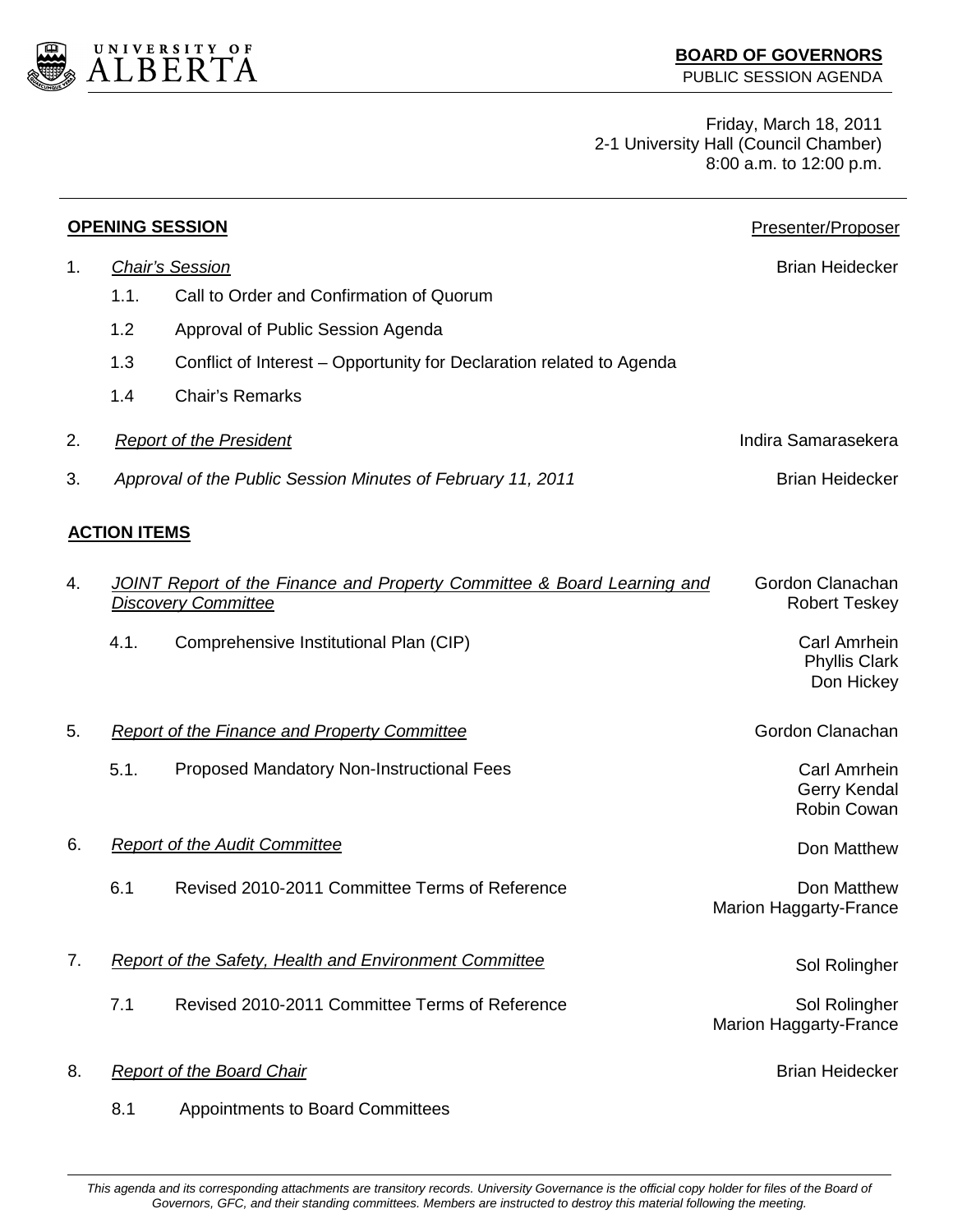UNIVERSITY OF ALBERTA

**BOARD OF GOVERNORS**
PUBLIC SESSION AGENDA

Friday, March 18, 2011
2-1 University Hall (Council Chamber)
8:00 a.m. to 12:00 p.m.

| | | Presenter/Proposer |
|---|---|---|
| **OPENING SESSION** | | |
| 1. | *Chair's Session* | Brian Heidecker |
| 1.1. | Call to Order and Confirmation of Quorum | |
| 1.2 | Approval of Public Session Agenda | |
| 1.3 | Conflict of Interest – Opportunity for Declaration related to Agenda | |
| 1.4 | Chair's Remarks | |
| 2. | *Report of the President* | Indira Samarasekera |
| 3. | *Approval of the Public Session Minutes of February 11, 2011* | Brian Heidecker |
| **ACTION ITEMS** | | |
| 4. | *JOINT Report of the Finance and Property Committee & Board Learning and Discovery Committee* | Gordon Clanachan, Robert Teskey |
| 4.1. | Comprehensive Institutional Plan (CIP) | Carl Amrhein, Phyllis Clark, Don Hickey |
| 5. | *Report of the Finance and Property Committee* | Gordon Clanachan |
| 5.1. | Proposed Mandatory Non-Instructional Fees | Carl Amrhein, Gerry Kendal, Robin Cowan |
| 6. | *Report of the Audit Committee* | Don Matthew |
| 6.1 | Revised 2010-2011 Committee Terms of Reference | Don Matthew, Marion Haggarty-France |
| 7. | *Report of the Safety, Health and Environment Committee* | Sol Rolingher |
| 7.1 | Revised 2010-2011 Committee Terms of Reference | Sol Rolingher, Marion Haggarty-France |
| 8. | *Report of the Board Chair* | Brian Heidecker |
| 8.1 | Appointments to Board Committees | |

*This agenda and its corresponding attachments are transitory records. University Governance is the official copy holder for files of the Board of Governors, GFC, and their standing committees. Members are instructed to destroy this material following the meeting.*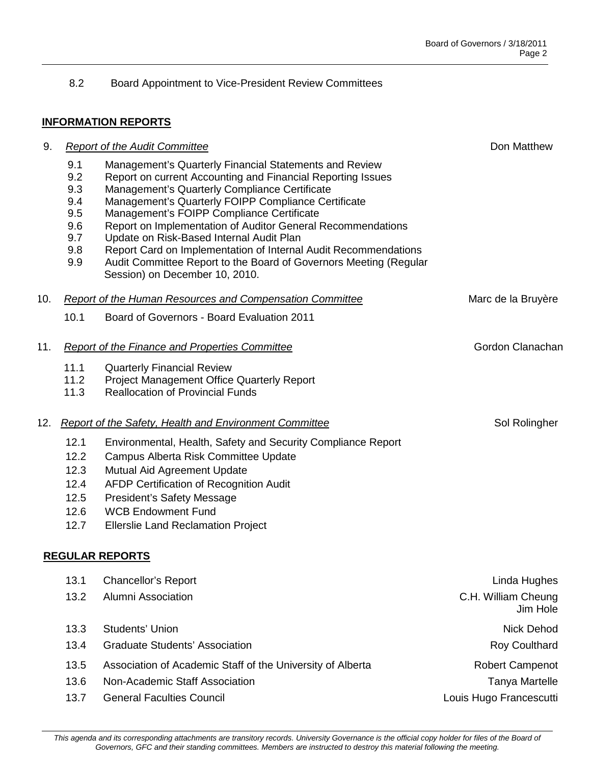8.2 Board Appointment to Vice-President Review Committees

**INFORMATION REPORTS**

9. *Report of the Audit Committee* — Don Matthew

   9.1 Management's Quarterly Financial Statements and Review
   9.2 Report on current Accounting and Financial Reporting Issues
   9.3 Management's Quarterly Compliance Certificate
   9.4 Management's Quarterly FOIPP Compliance Certificate
   9.5 Management's FOIPP Compliance Certificate
   9.6 Report on Implementation of Auditor General Recommendations
   9.7 Update on Risk-Based Internal Audit Plan
   9.8 Report Card on Implementation of Internal Audit Recommendations
   9.9 Audit Committee Report to the Board of Governors Meeting (Regular Session) on December 10, 2010.

10. *Report of the Human Resources and Compensation Committee* — Marc de la Bruyère

   10.1 Board of Governors - Board Evaluation 2011

11. *Report of the Finance and Properties Committee* — Gordon Clanachan

   11.1 Quarterly Financial Review
   11.2 Project Management Office Quarterly Report
   11.3 Reallocation of Provincial Funds

12. *Report of the Safety, Health and Environment Committee* — Sol Rolingher

   12.1 Environmental, Health, Safety and Security Compliance Report
   12.2 Campus Alberta Risk Committee Update
   12.3 Mutual Aid Agreement Update
   12.4 AFDP Certification of Recognition Audit
   12.5 President's Safety Message
   12.6 WCB Endowment Fund
   12.7 Ellerslie Land Reclamation Project

**REGULAR REPORTS**

| | | |
|---|---|---|
| 13.1 | Chancellor's Report | Linda Hughes |
| 13.2 | Alumni Association | C.H. William Cheung<br>Jim Hole |
| 13.3 | Students' Union | Nick Dehod |
| 13.4 | Graduate Students' Association | Roy Coulthard |
| 13.5 | Association of Academic Staff of the University of Alberta | Robert Campenot |
| 13.6 | Non-Academic Staff Association | Tanya Martelle |
| 13.7 | General Faculties Council | Louis Hugo Francescutti |

*This agenda and its corresponding attachments are transitory records. University Governance is the official copy holder for files of the Board of Governors, GFC and their standing committees. Members are instructed to destroy this material following the meeting.*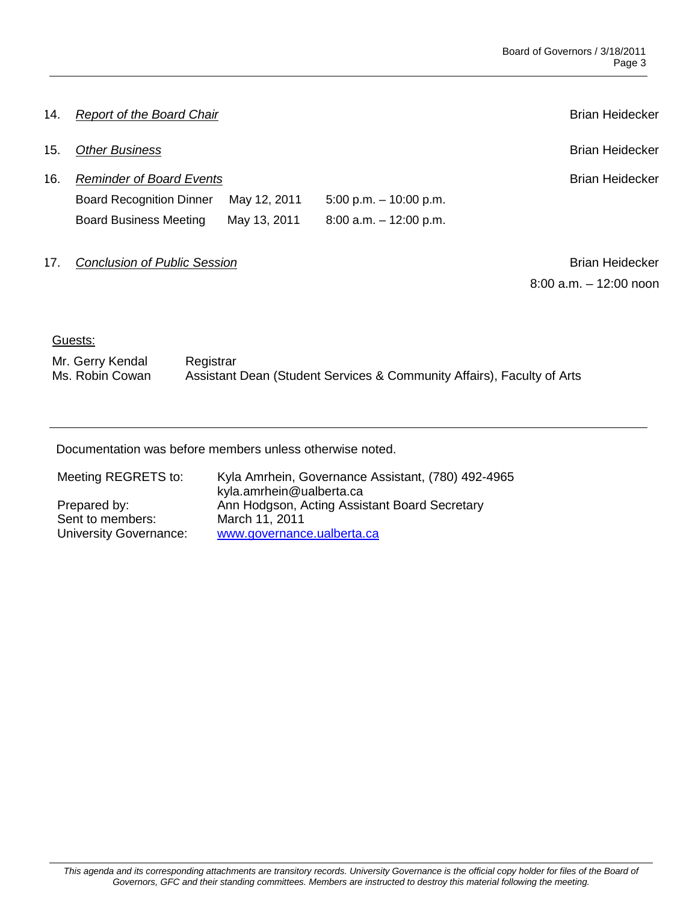14. *Report of the Board Chair* Brian Heidecker

15. *Other Business* Brian Heidecker

16. *Reminder of Board Events* Brian Heidecker

| | | |
|---|---|---|
| Board Recognition Dinner | May 12, 2011 | 5:00 p.m. – 10:00 p.m. |
| Board Business Meeting | May 13, 2011 | 8:00 a.m. – 12:00 p.m. |

17. *Conclusion of Public Session* Brian Heidecker

8:00 a.m. – 12:00 noon

Guests:

| | |
|---|---|
| Mr. Gerry Kendal | Registrar |
| Ms. Robin Cowan | Assistant Dean (Student Services & Community Affairs), Faculty of Arts |

---

Documentation was before members unless otherwise noted.

| | |
|---|---|
| Meeting REGRETS to: | Kyla Amrhein, Governance Assistant, (780) 492-4965 kyla.amrhein@ualberta.ca |
| Prepared by: | Ann Hodgson, Acting Assistant Board Secretary |
| Sent to members: | March 11, 2011 |
| University Governance: | www.governance.ualberta.ca |

*This agenda and its corresponding attachments are transitory records. University Governance is the official copy holder for files of the Board of Governors, GFC and their standing committees. Members are instructed to destroy this material following the meeting.*